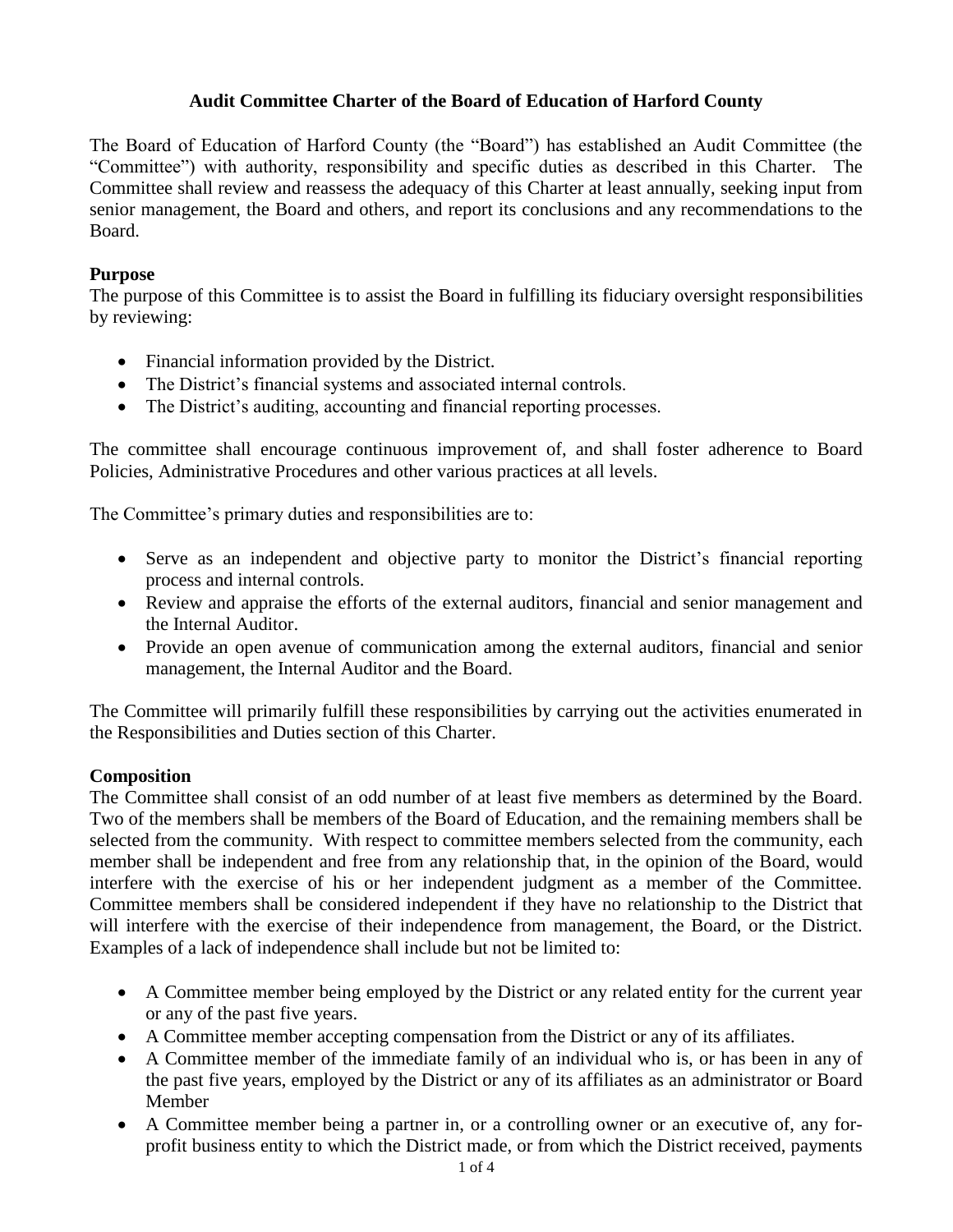# Audit Committee Charter of the Board of Education of Harford County

The Board of Education of Harford County (the "Board") has established an Audit Committee (the "Committee") with authority, responsibility and specific duties as described in this Charter. The Committee shall review and reassess the adequacy of this Charter at least annually, seeking input from senior management, the Board and others, and report its conclusions and any recommendations to the Board.

## Purpose

The purpose of this Committee is to assist the Board in fulfilling its fiduciary oversight responsibilities by reviewing:

- Financial information provided by the District.
- The District's financial systems and associated internal controls.
- The District's auditing, accounting and financial reporting processes.

The committee shall encourage continuous improvement of, and shall foster adherence to Board Policies, Administrative Procedures and other various practices at all levels.

The Committee's primary duties and responsibilities are to:

- Serve as an independent and objective party to monitor the District's financial reporting process and internal controls.
- Review and appraise the efforts of the external auditors, financial and senior management and the Internal Auditor.
- Provide an open avenue of communication among the external auditors, financial and senior management, the Internal Auditor and the Board.

The Committee will primarily fulfill these responsibilities by carrying out the activities enumerated in the Responsibilities and Duties section of this Charter.

## Composition

The Committee shall consist of an odd number of at least five members as determined by the Board. Two of the members shall be members of the Board of Education, and the remaining members shall be selected from the community. With respect to committee members selected from the community, each member shall be independent and free from any relationship that, in the opinion of the Board, would interfere with the exercise of his or her independent judgment as a member of the Committee. Committee members shall be considered independent if they have no relationship to the District that will interfere with the exercise of their independence from management, the Board, or the District. Examples of a lack of independence shall include but not be limited to:

- A Committee member being employed by the District or any related entity for the current year or any of the past five years.
- A Committee member accepting compensation from the District or any of its affiliates.
- A Committee member of the immediate family of an individual who is, or has been in any of the past five years, employed by the District or any of its affiliates as an administrator or Board Member
- A Committee member being a partner in, or a controlling owner or an executive of, any for-profit business entity to which the District made, or from which the District received, payments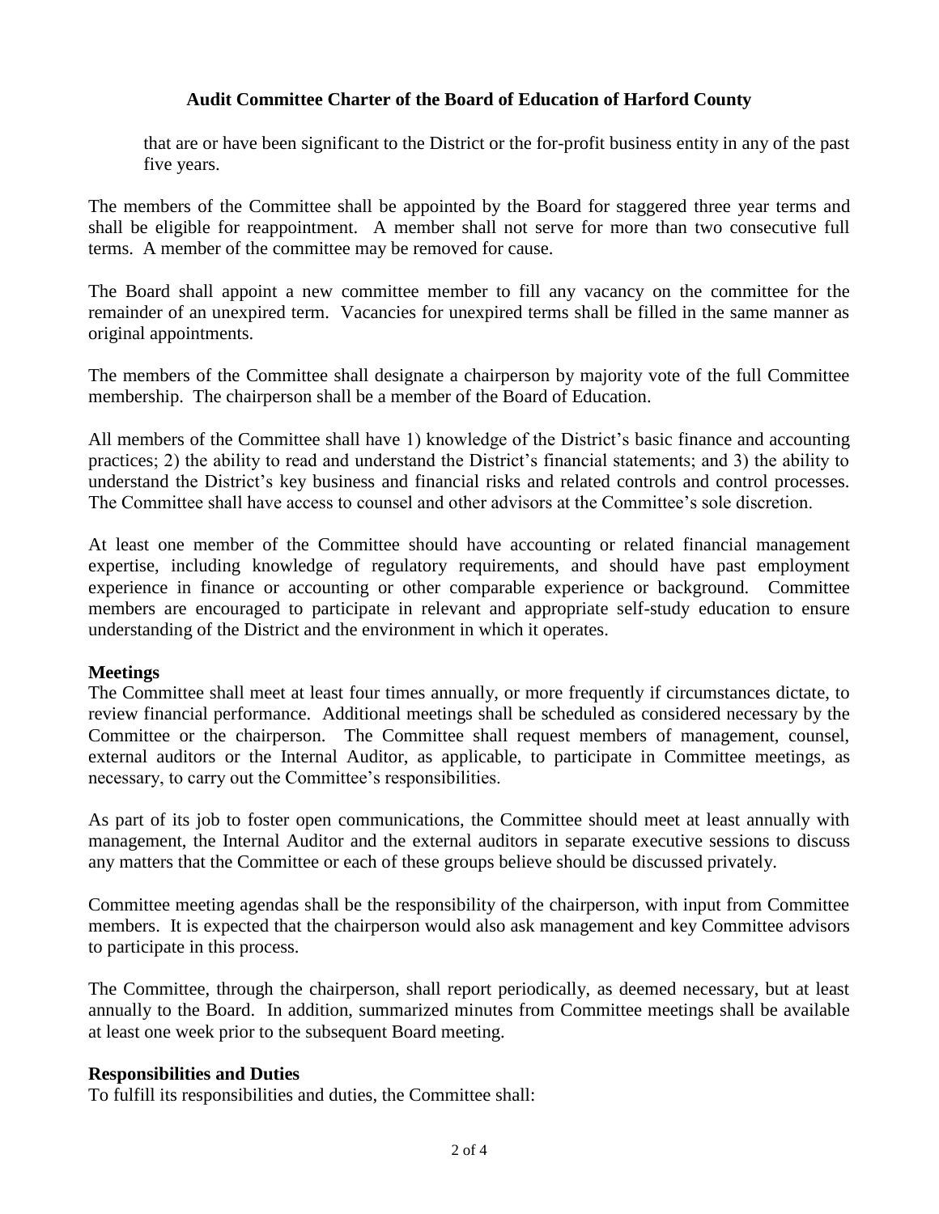that are or have been significant to the District or the for-profit business entity in any of the past five years.

The members of the Committee shall be appointed by the Board for staggered three year terms and shall be eligible for reappointment. A member shall not serve for more than two consecutive full terms. A member of the committee may be removed for cause.

The Board shall appoint a new committee member to fill any vacancy on the committee for the remainder of an unexpired term. Vacancies for unexpired terms shall be filled in the same manner as original appointments.

The members of the Committee shall designate a chairperson by majority vote of the full Committee membership. The chairperson shall be a member of the Board of Education.

All members of the Committee shall have 1) knowledge of the District's basic finance and accounting practices; 2) the ability to read and understand the District's financial statements; and 3) the ability to understand the District's key business and financial risks and related controls and control processes. The Committee shall have access to counsel and other advisors at the Committee's sole discretion.

At least one member of the Committee should have accounting or related financial management expertise, including knowledge of regulatory requirements, and should have past employment experience in finance or accounting or other comparable experience or background. Committee members are encouraged to participate in relevant and appropriate self-study education to ensure understanding of the District and the environment in which it operates.

**Meetings**

The Committee shall meet at least four times annually, or more frequently if circumstances dictate, to review financial performance. Additional meetings shall be scheduled as considered necessary by the Committee or the chairperson. The Committee shall request members of management, counsel, external auditors or the Internal Auditor, as applicable, to participate in Committee meetings, as necessary, to carry out the Committee's responsibilities.

As part of its job to foster open communications, the Committee should meet at least annually with management, the Internal Auditor and the external auditors in separate executive sessions to discuss any matters that the Committee or each of these groups believe should be discussed privately.

Committee meeting agendas shall be the responsibility of the chairperson, with input from Committee members. It is expected that the chairperson would also ask management and key Committee advisors to participate in this process.

The Committee, through the chairperson, shall report periodically, as deemed necessary, but at least annually to the Board. In addition, summarized minutes from Committee meetings shall be available at least one week prior to the subsequent Board meeting.

**Responsibilities and Duties**

To fulfill its responsibilities and duties, the Committee shall: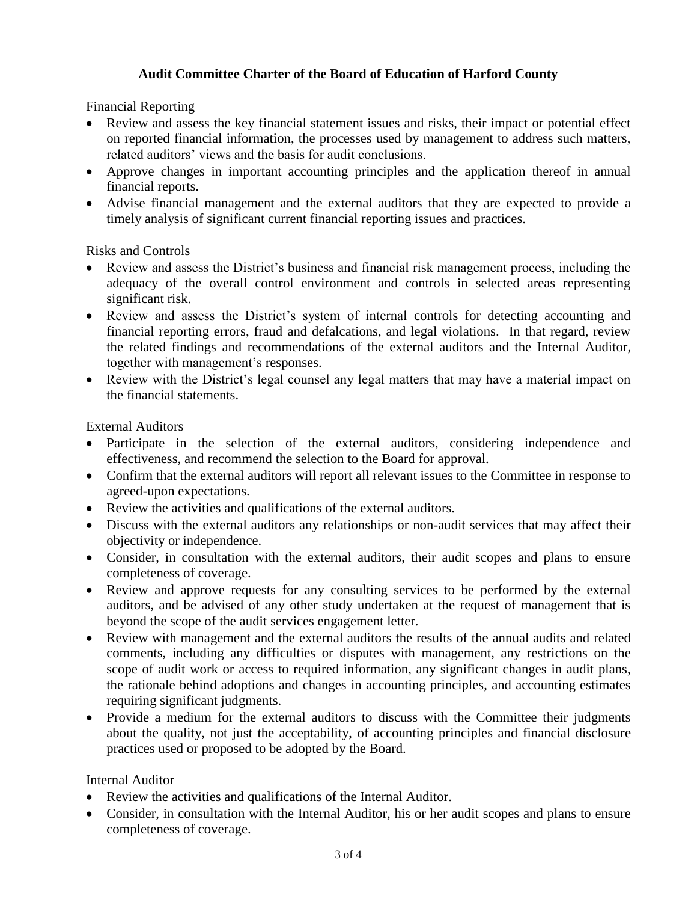**Audit Committee Charter of the Board of Education of Harford County**

Financial Reporting

- Review and assess the key financial statement issues and risks, their impact or potential effect on reported financial information, the processes used by management to address such matters, related auditors' views and the basis for audit conclusions.
- Approve changes in important accounting principles and the application thereof in annual financial reports.
- Advise financial management and the external auditors that they are expected to provide a timely analysis of significant current financial reporting issues and practices.

Risks and Controls

- Review and assess the District's business and financial risk management process, including the adequacy of the overall control environment and controls in selected areas representing significant risk.
- Review and assess the District's system of internal controls for detecting accounting and financial reporting errors, fraud and defalcations, and legal violations. In that regard, review the related findings and recommendations of the external auditors and the Internal Auditor, together with management's responses.
- Review with the District's legal counsel any legal matters that may have a material impact on the financial statements.

External Auditors

- Participate in the selection of the external auditors, considering independence and effectiveness, and recommend the selection to the Board for approval.
- Confirm that the external auditors will report all relevant issues to the Committee in response to agreed-upon expectations.
- Review the activities and qualifications of the external auditors.
- Discuss with the external auditors any relationships or non-audit services that may affect their objectivity or independence.
- Consider, in consultation with the external auditors, their audit scopes and plans to ensure completeness of coverage.
- Review and approve requests for any consulting services to be performed by the external auditors, and be advised of any other study undertaken at the request of management that is beyond the scope of the audit services engagement letter.
- Review with management and the external auditors the results of the annual audits and related comments, including any difficulties or disputes with management, any restrictions on the scope of audit work or access to required information, any significant changes in audit plans, the rationale behind adoptions and changes in accounting principles, and accounting estimates requiring significant judgments.
- Provide a medium for the external auditors to discuss with the Committee their judgments about the quality, not just the acceptability, of accounting principles and financial disclosure practices used or proposed to be adopted by the Board.

Internal Auditor

- Review the activities and qualifications of the Internal Auditor.
- Consider, in consultation with the Internal Auditor, his or her audit scopes and plans to ensure completeness of coverage.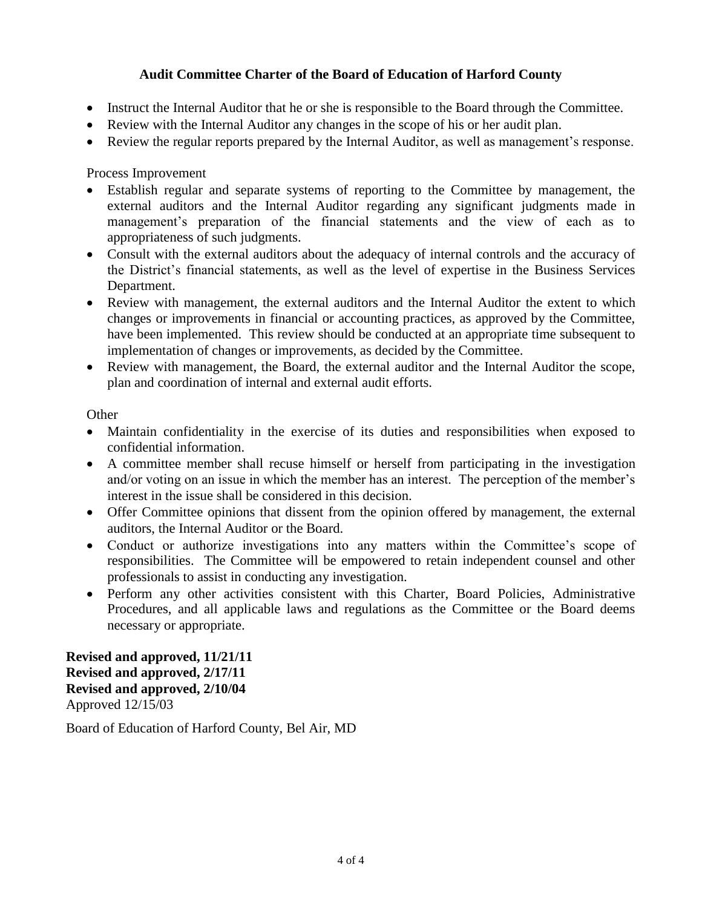- Instruct the Internal Auditor that he or she is responsible to the Board through the Committee.
- Review with the Internal Auditor any changes in the scope of his or her audit plan.
- Review the regular reports prepared by the Internal Auditor, as well as management's response.

Process Improvement

- Establish regular and separate systems of reporting to the Committee by management, the external auditors and the Internal Auditor regarding any significant judgments made in management's preparation of the financial statements and the view of each as to appropriateness of such judgments.
- Consult with the external auditors about the adequacy of internal controls and the accuracy of the District's financial statements, as well as the level of expertise in the Business Services Department.
- Review with management, the external auditors and the Internal Auditor the extent to which changes or improvements in financial or accounting practices, as approved by the Committee, have been implemented. This review should be conducted at an appropriate time subsequent to implementation of changes or improvements, as decided by the Committee.
- Review with management, the Board, the external auditor and the Internal Auditor the scope, plan and coordination of internal and external audit efforts.

Other

- Maintain confidentiality in the exercise of its duties and responsibilities when exposed to confidential information.
- A committee member shall recuse himself or herself from participating in the investigation and/or voting on an issue in which the member has an interest. The perception of the member's interest in the issue shall be considered in this decision.
- Offer Committee opinions that dissent from the opinion offered by management, the external auditors, the Internal Auditor or the Board.
- Conduct or authorize investigations into any matters within the Committee's scope of responsibilities. The Committee will be empowered to retain independent counsel and other professionals to assist in conducting any investigation.
- Perform any other activities consistent with this Charter, Board Policies, Administrative Procedures, and all applicable laws and regulations as the Committee or the Board deems necessary or appropriate.

**Revised and approved, 11/21/11**
**Revised and approved, 2/17/11**
**Revised and approved, 2/10/04**
Approved 12/15/03

Board of Education of Harford County, Bel Air, MD